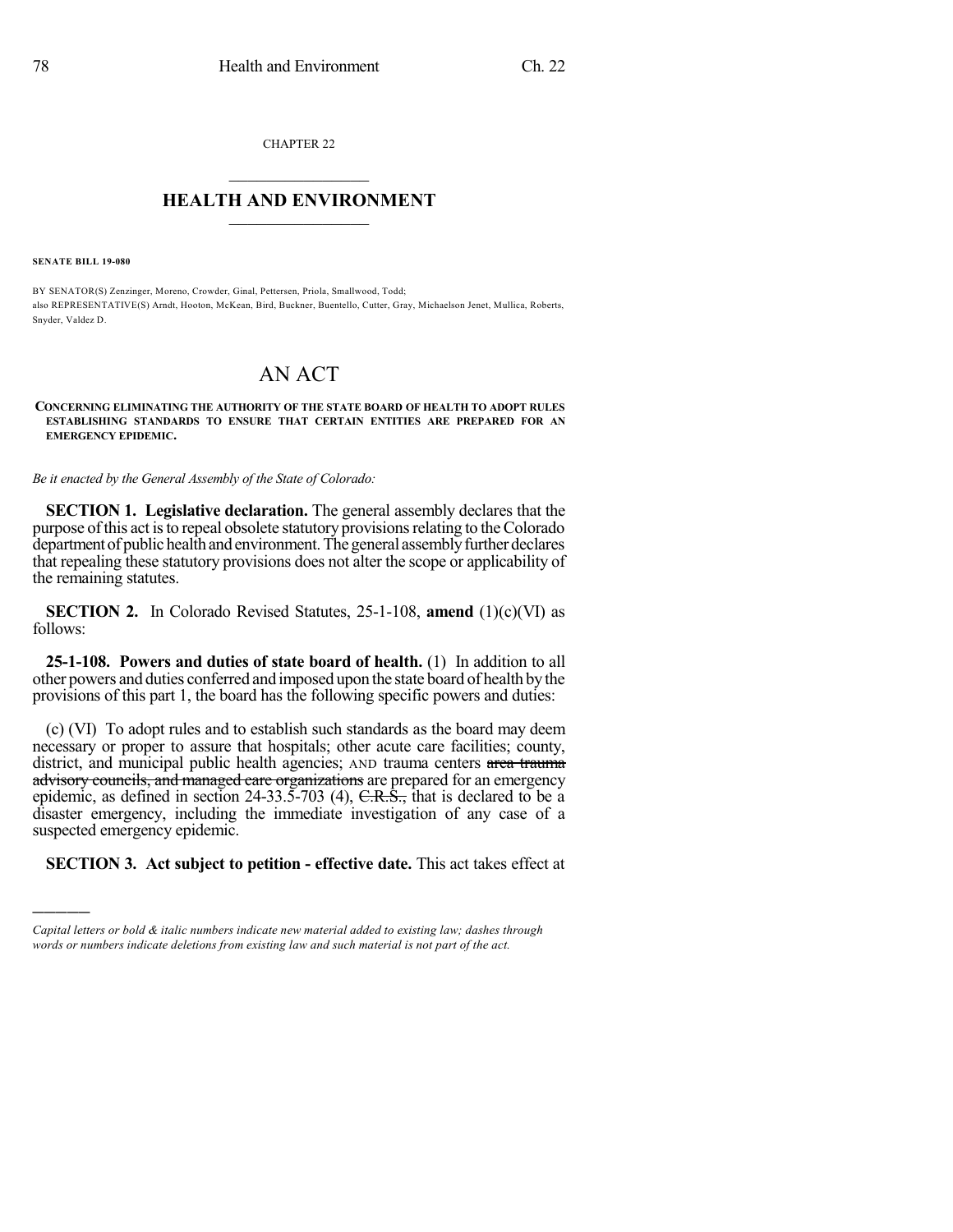CHAPTER 22

# HEALTH AND ENVIRONMENT

**SENATE BILL 19-080**

BY SENATOR(S) Zenzinger, Moreno, Crowder, Ginal, Pettersen, Priola, Smallwood, Todd;
also REPRESENTATIVE(S) Arndt, Hooton, McKean, Bird, Buckner, Buentello, Cutter, Gray, Michaelson Jenet, Mullica, Roberts, Snyder, Valdez D.

# AN ACT

**CONCERNING ELIMINATING THE AUTHORITY OF THE STATE BOARD OF HEALTH TO ADOPT RULES ESTABLISHING STANDARDS TO ENSURE THAT CERTAIN ENTITIES ARE PREPARED FOR AN EMERGENCY EPIDEMIC.**

*Be it enacted by the General Assembly of the State of Colorado:*

**SECTION 1. Legislative declaration.** The general assembly declares that the purpose of this act is to repeal obsolete statutory provisions relating to the Colorado department of public health and environment. The general assembly further declares that repealing these statutory provisions does not alter the scope or applicability of the remaining statutes.

**SECTION 2.** In Colorado Revised Statutes, 25-1-108, **amend** (1)(c)(VI) as follows:

**25-1-108. Powers and duties of state board of health.** (1) In addition to all other powers and duties conferred and imposed upon the state board of health by the provisions of this part 1, the board has the following specific powers and duties:

(c) (VI) To adopt rules and to establish such standards as the board may deem necessary or proper to assure that hospitals; other acute care facilities; county, district, and municipal public health agencies; AND trauma centers ~~area trauma advisory councils, and managed care organizations~~ are prepared for an emergency epidemic, as defined in section 24-33.5-703 (4), ~~C.R.S.,~~ that is declared to be a disaster emergency, including the immediate investigation of any case of a suspected emergency epidemic.

**SECTION 3. Act subject to petition - effective date.** This act takes effect at

---

*Capital letters or bold & italic numbers indicate new material added to existing law; dashes through words or numbers indicate deletions from existing law and such material is not part of the act.*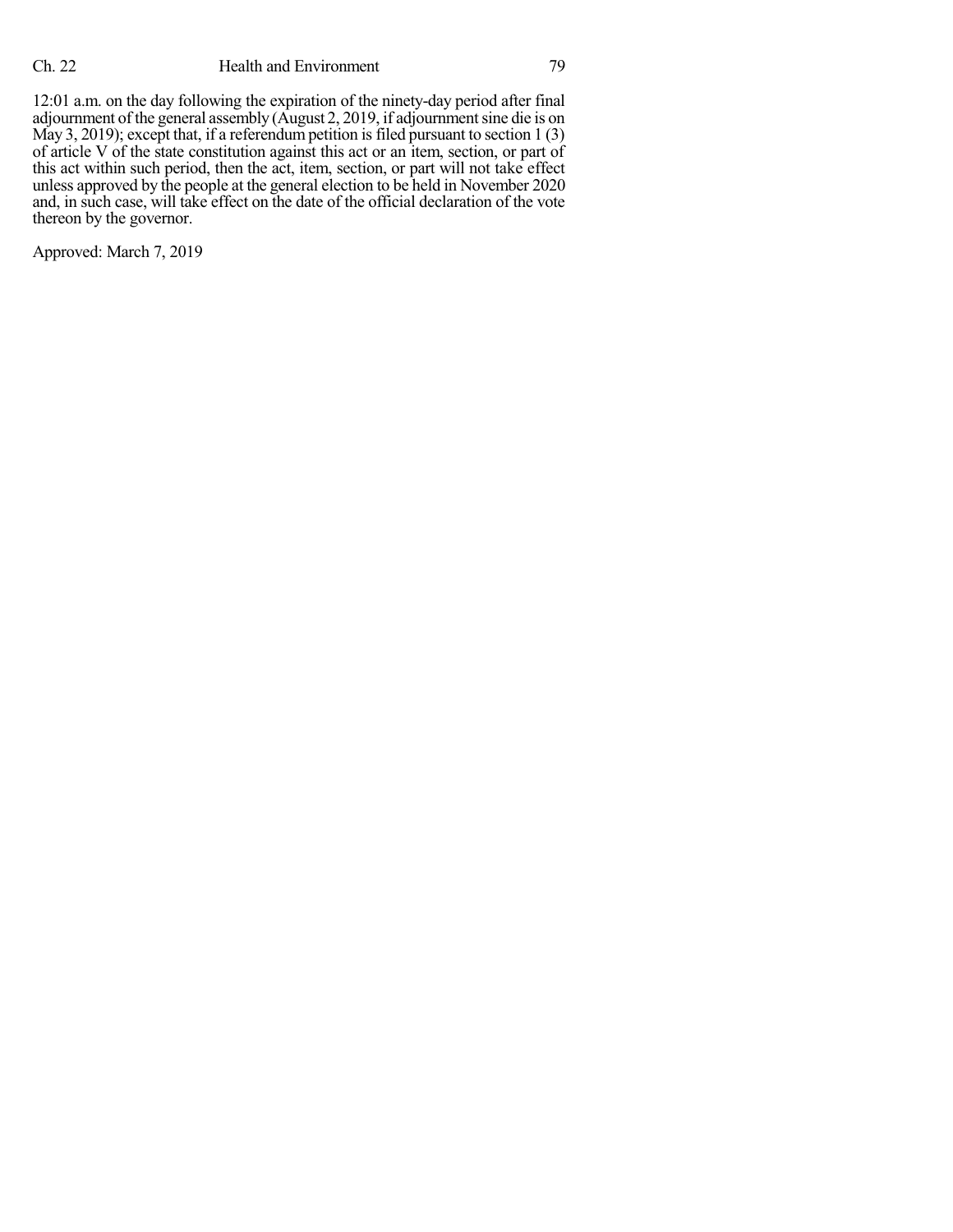12:01 a.m. on the day following the expiration of the ninety-day period after final adjournment of the general assembly (August 2, 2019, if adjournment sine die is on May 3, 2019); except that, if a referendum petition is filed pursuant to section 1 (3) of article V of the state constitution against this act or an item, section, or part of this act within such period, then the act, item, section, or part will not take effect unless approved by the people at the general election to be held in November 2020 and, in such case, will take effect on the date of the official declaration of the vote thereon by the governor.

Approved: March 7, 2019